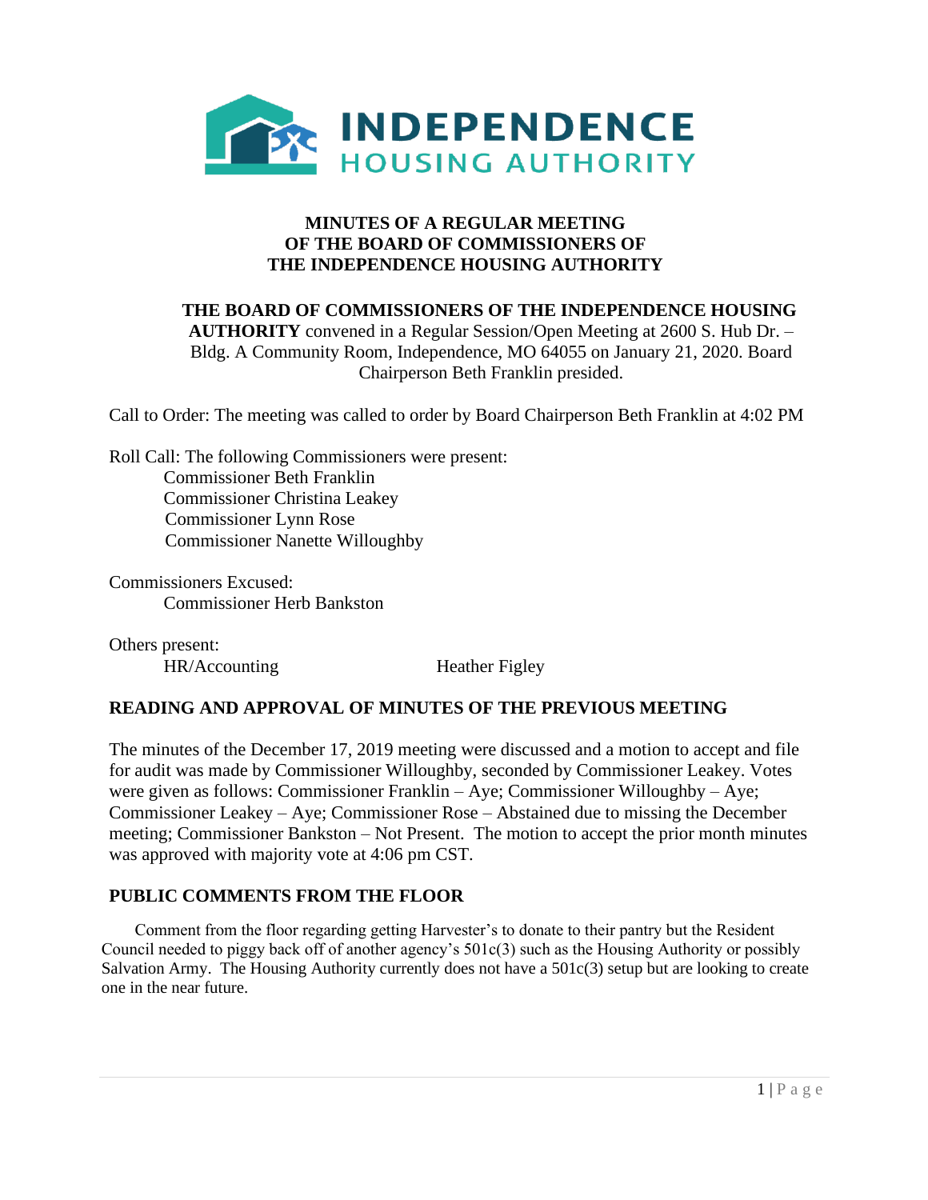# INDEPENDENCE HOUSING AUTHORITY

## MINUTES OF A REGULAR MEETING OF THE BOARD OF COMMISSIONERS OF THE INDEPENDENCE HOUSING AUTHORITY

**THE BOARD OF COMMISSIONERS OF THE INDEPENDENCE HOUSING AUTHORITY** convened in a Regular Session/Open Meeting at 2600 S. Hub Dr. – Bldg. A Community Room, Independence, MO 64055 on January 21, 2020. Board Chairperson Beth Franklin presided.

Call to Order: The meeting was called to order by Board Chairperson Beth Franklin at 4:02 PM

Roll Call: The following Commissioners were present:

- Commissioner Beth Franklin
- Commissioner Christina Leakey
- Commissioner Lynn Rose
- Commissioner Nanette Willoughby

Commissioners Excused:

- Commissioner Herb Bankston

Others present:

| HR/Accounting | Heather Figley |
|---|---|

## READING AND APPROVAL OF MINUTES OF THE PREVIOUS MEETING

The minutes of the December 17, 2019 meeting were discussed and a motion to accept and file for audit was made by Commissioner Willoughby, seconded by Commissioner Leakey. Votes were given as follows: Commissioner Franklin – Aye; Commissioner Willoughby – Aye; Commissioner Leakey – Aye; Commissioner Rose – Abstained due to missing the December meeting; Commissioner Bankston – Not Present. The motion to accept the prior month minutes was approved with majority vote at 4:06 pm CST.

## PUBLIC COMMENTS FROM THE FLOOR

Comment from the floor regarding getting Harvester's to donate to their pantry but the Resident Council needed to piggy back off of another agency's 501c(3) such as the Housing Authority or possibly Salvation Army. The Housing Authority currently does not have a 501c(3) setup but are looking to create one in the near future.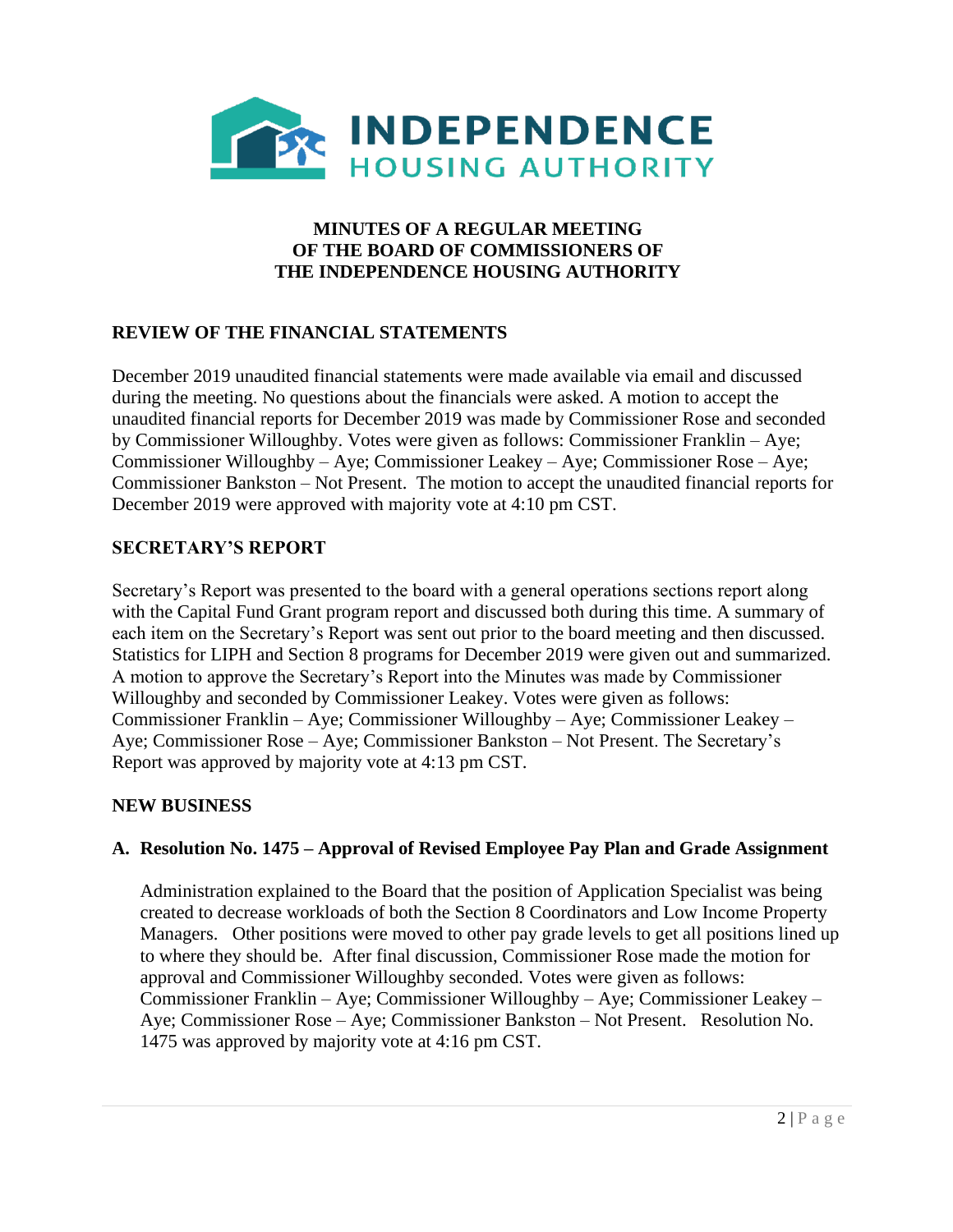**INDEPENDENCE HOUSING AUTHORITY**

# MINUTES OF A REGULAR MEETING OF THE BOARD OF COMMISSIONERS OF THE INDEPENDENCE HOUSING AUTHORITY

## REVIEW OF THE FINANCIAL STATEMENTS

December 2019 unaudited financial statements were made available via email and discussed during the meeting. No questions about the financials were asked. A motion to accept the unaudited financial reports for December 2019 was made by Commissioner Rose and seconded by Commissioner Willoughby. Votes were given as follows: Commissioner Franklin – Aye; Commissioner Willoughby – Aye; Commissioner Leakey – Aye; Commissioner Rose – Aye; Commissioner Bankston – Not Present. The motion to accept the unaudited financial reports for December 2019 were approved with majority vote at 4:10 pm CST.

## SECRETARY'S REPORT

Secretary's Report was presented to the board with a general operations sections report along with the Capital Fund Grant program report and discussed both during this time. A summary of each item on the Secretary's Report was sent out prior to the board meeting and then discussed. Statistics for LIPH and Section 8 programs for December 2019 were given out and summarized. A motion to approve the Secretary's Report into the Minutes was made by Commissioner Willoughby and seconded by Commissioner Leakey. Votes were given as follows: Commissioner Franklin – Aye; Commissioner Willoughby – Aye; Commissioner Leakey – Aye; Commissioner Rose – Aye; Commissioner Bankston – Not Present. The Secretary's Report was approved by majority vote at 4:13 pm CST.

## NEW BUSINESS

### A. Resolution No. 1475 – Approval of Revised Employee Pay Plan and Grade Assignment

Administration explained to the Board that the position of Application Specialist was being created to decrease workloads of both the Section 8 Coordinators and Low Income Property Managers. Other positions were moved to other pay grade levels to get all positions lined up to where they should be. After final discussion, Commissioner Rose made the motion for approval and Commissioner Willoughby seconded. Votes were given as follows: Commissioner Franklin – Aye; Commissioner Willoughby – Aye; Commissioner Leakey – Aye; Commissioner Rose – Aye; Commissioner Bankston – Not Present. Resolution No. 1475 was approved by majority vote at 4:16 pm CST.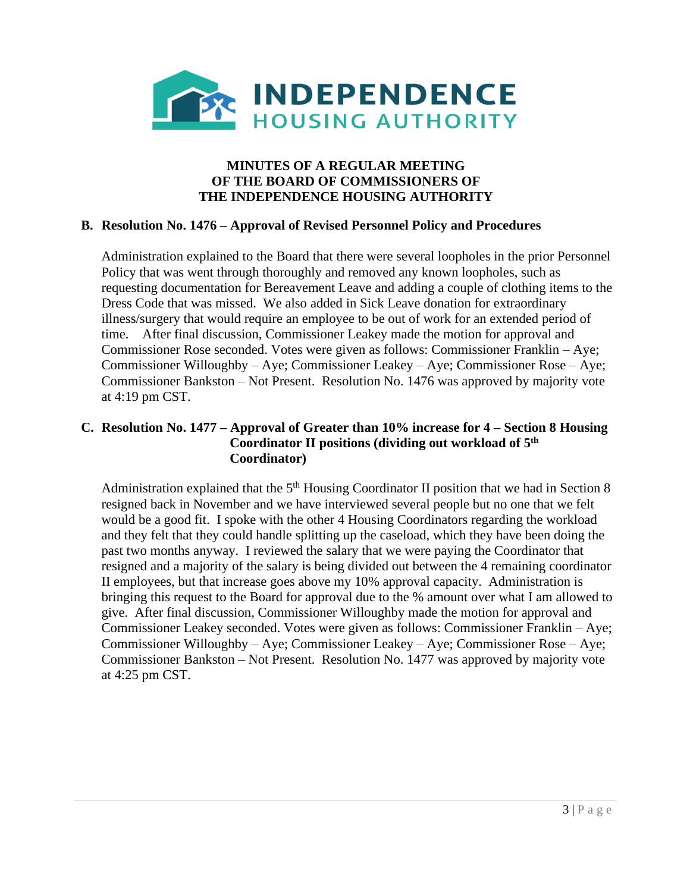**MINUTES OF A REGULAR MEETING OF THE BOARD OF COMMISSIONERS OF THE INDEPENDENCE HOUSING AUTHORITY**

**B. Resolution No. 1476 – Approval of Revised Personnel Policy and Procedures**

Administration explained to the Board that there were several loopholes in the prior Personnel Policy that was went through thoroughly and removed any known loopholes, such as requesting documentation for Bereavement Leave and adding a couple of clothing items to the Dress Code that was missed. We also added in Sick Leave donation for extraordinary illness/surgery that would require an employee to be out of work for an extended period of time. After final discussion, Commissioner Leakey made the motion for approval and Commissioner Rose seconded. Votes were given as follows: Commissioner Franklin – Aye; Commissioner Willoughby – Aye; Commissioner Leakey – Aye; Commissioner Rose – Aye; Commissioner Bankston – Not Present. Resolution No. 1476 was approved by majority vote at 4:19 pm CST.

**C. Resolution No. 1477 – Approval of Greater than 10% increase for 4 – Section 8 Housing Coordinator II positions (dividing out workload of 5th Coordinator)**

Administration explained that the 5th Housing Coordinator II position that we had in Section 8 resigned back in November and we have interviewed several people but no one that we felt would be a good fit. I spoke with the other 4 Housing Coordinators regarding the workload and they felt that they could handle splitting up the caseload, which they have been doing the past two months anyway. I reviewed the salary that we were paying the Coordinator that resigned and a majority of the salary is being divided out between the 4 remaining coordinator II employees, but that increase goes above my 10% approval capacity. Administration is bringing this request to the Board for approval due to the % amount over what I am allowed to give. After final discussion, Commissioner Willoughby made the motion for approval and Commissioner Leakey seconded. Votes were given as follows: Commissioner Franklin – Aye; Commissioner Willoughby – Aye; Commissioner Leakey – Aye; Commissioner Rose – Aye; Commissioner Bankston – Not Present. Resolution No. 1477 was approved by majority vote at 4:25 pm CST.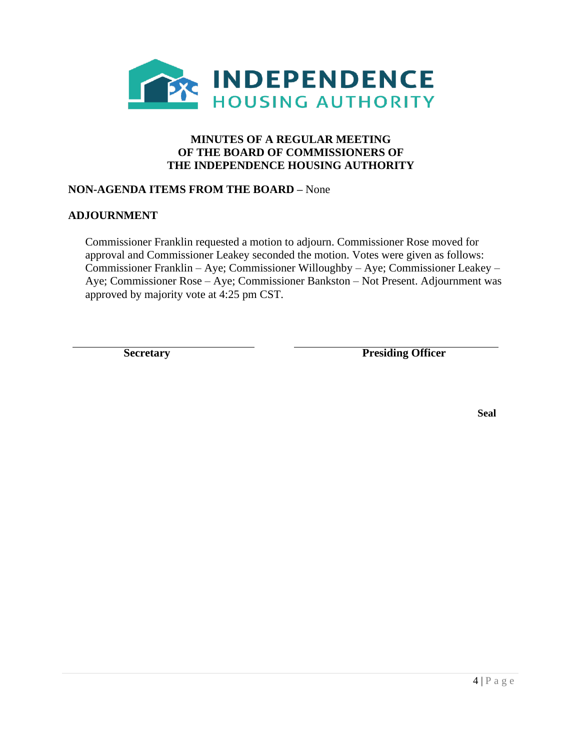**INDEPENDENCE HOUSING AUTHORITY**

**MINUTES OF A REGULAR MEETING OF THE BOARD OF COMMISSIONERS OF THE INDEPENDENCE HOUSING AUTHORITY**

**NON-AGENDA ITEMS FROM THE BOARD –** None

**ADJOURNMENT**

Commissioner Franklin requested a motion to adjourn. Commissioner Rose moved for approval and Commissioner Leakey seconded the motion. Votes were given as follows: Commissioner Franklin – Aye; Commissioner Willoughby – Aye; Commissioner Leakey – Aye; Commissioner Rose – Aye; Commissioner Bankston – Not Present. Adjournment was approved by majority vote at 4:25 pm CST.

______________________________ ______________________________

**Secretary** **Presiding Officer**

**Seal**